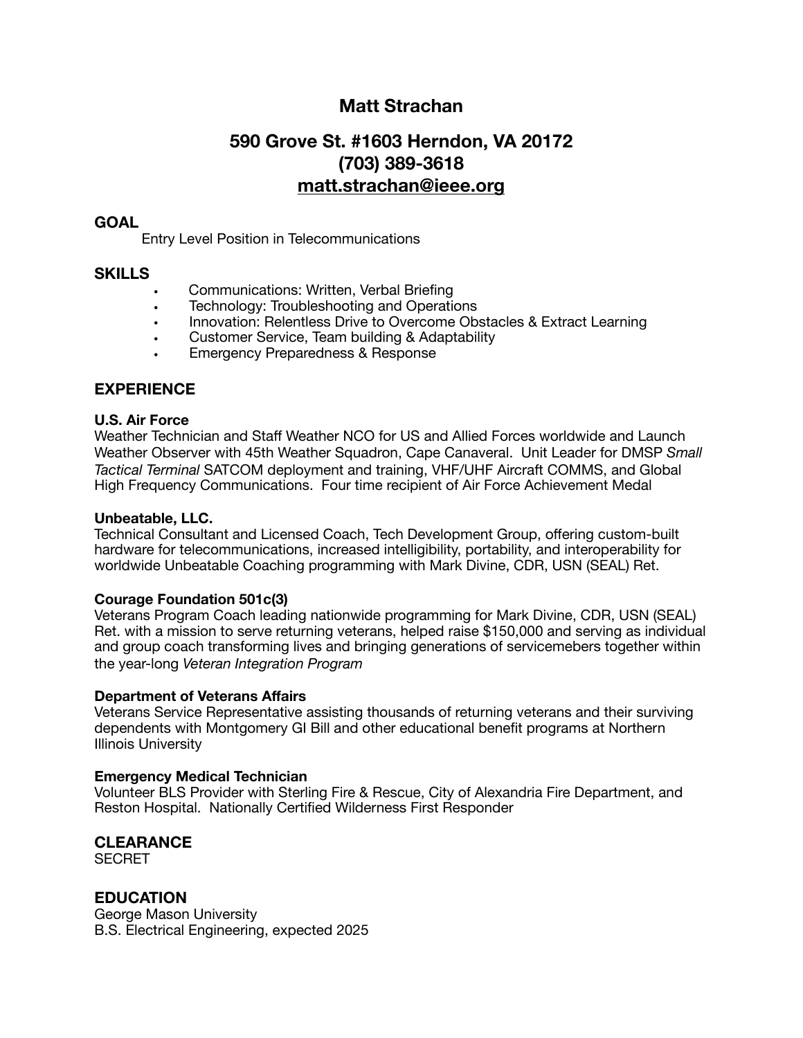# Matt Strachan

## 590 Grove St. #1603 Herndon, VA 20172
## (703) 389-3618
## matt.strachan@ieee.org

### GOAL

Entry Level Position in Telecommunications

### SKILLS

- Communications: Written, Verbal Briefing
- Technology: Troubleshooting and Operations
- Innovation: Relentless Drive to Overcome Obstacles & Extract Learning
- Customer Service, Team building & Adaptability
- Emergency Preparedness & Response

### EXPERIENCE

**U.S. Air Force**
Weather Technician and Staff Weather NCO for US and Allied Forces worldwide and Launch Weather Observer with 45th Weather Squadron, Cape Canaveral. Unit Leader for DMSP *Small Tactical Terminal* SATCOM deployment and training, VHF/UHF Aircraft COMMS, and Global High Frequency Communications. Four time recipient of Air Force Achievement Medal

**Unbeatable, LLC.**
Technical Consultant and Licensed Coach, Tech Development Group, offering custom-built hardware for telecommunications, increased intelligibility, portability, and interoperability for worldwide Unbeatable Coaching programming with Mark Divine, CDR, USN (SEAL) Ret.

**Courage Foundation 501c(3)**
Veterans Program Coach leading nationwide programming for Mark Divine, CDR, USN (SEAL) Ret. with a mission to serve returning veterans, helped raise $150,000 and serving as individual and group coach transforming lives and bringing generations of servicemebers together within the year-long *Veteran Integration Program*

**Department of Veterans Affairs**
Veterans Service Representative assisting thousands of returning veterans and their surviving dependents with Montgomery GI Bill and other educational benefit programs at Northern Illinois University

**Emergency Medical Technician**
Volunteer BLS Provider with Sterling Fire & Rescue, City of Alexandria Fire Department, and Reston Hospital. Nationally Certified Wilderness First Responder

### CLEARANCE

SECRET

### EDUCATION

George Mason University
B.S. Electrical Engineering, expected 2025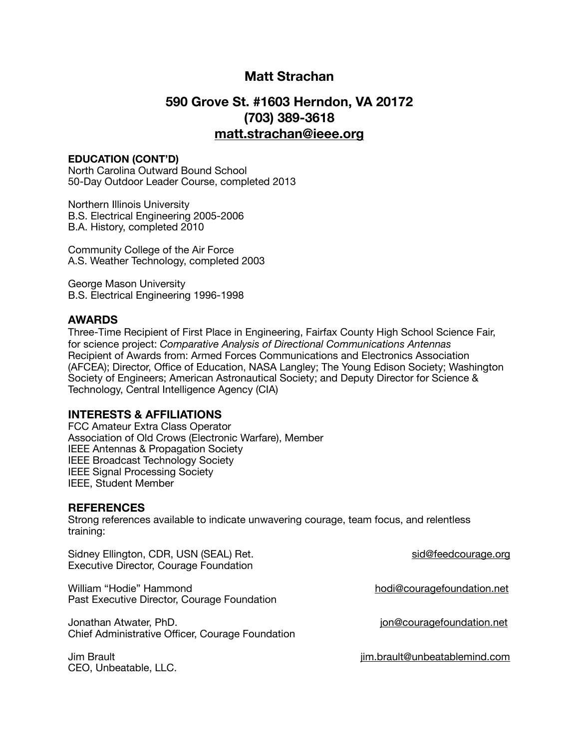# Matt Strachan

## 590 Grove St. #1603 Herndon, VA 20172
## (703) 389-3618
## matt.strachan@ieee.org

**EDUCATION (CONT'D)**
North Carolina Outward Bound School
50-Day Outdoor Leader Course, completed 2013

Northern Illinois University
B.S. Electrical Engineering 2005-2006
B.A. History, completed 2010

Community College of the Air Force
A.S. Weather Technology, completed 2003

George Mason University
B.S. Electrical Engineering 1996-1998

### AWARDS

Three-Time Recipient of First Place in Engineering, Fairfax County High School Science Fair, for science project: *Comparative Analysis of Directional Communications Antennas*
Recipient of Awards from: Armed Forces Communications and Electronics Association (AFCEA); Director, Office of Education, NASA Langley; The Young Edison Society; Washington Society of Engineers; American Astronautical Society; and Deputy Director for Science & Technology, Central Intelligence Agency (CIA)

### INTERESTS & AFFILIATIONS

FCC Amateur Extra Class Operator
Association of Old Crows (Electronic Warfare), Member
IEEE Antennas & Propagation Society
IEEE Broadcast Technology Society
IEEE Signal Processing Society
IEEE, Student Member

### REFERENCES

Strong references available to indicate unwavering courage, team focus, and relentless training:

Sidney Ellington, CDR, USN (SEAL) Ret. sid@feedcourage.org
Executive Director, Courage Foundation

William "Hodie" Hammond hodi@couragefoundation.net
Past Executive Director, Courage Foundation

Jonathan Atwater, PhD. jon@couragefoundation.net
Chief Administrative Officer, Courage Foundation

Jim Brault jim.brault@unbeatablemind.com
CEO, Unbeatable, LLC.